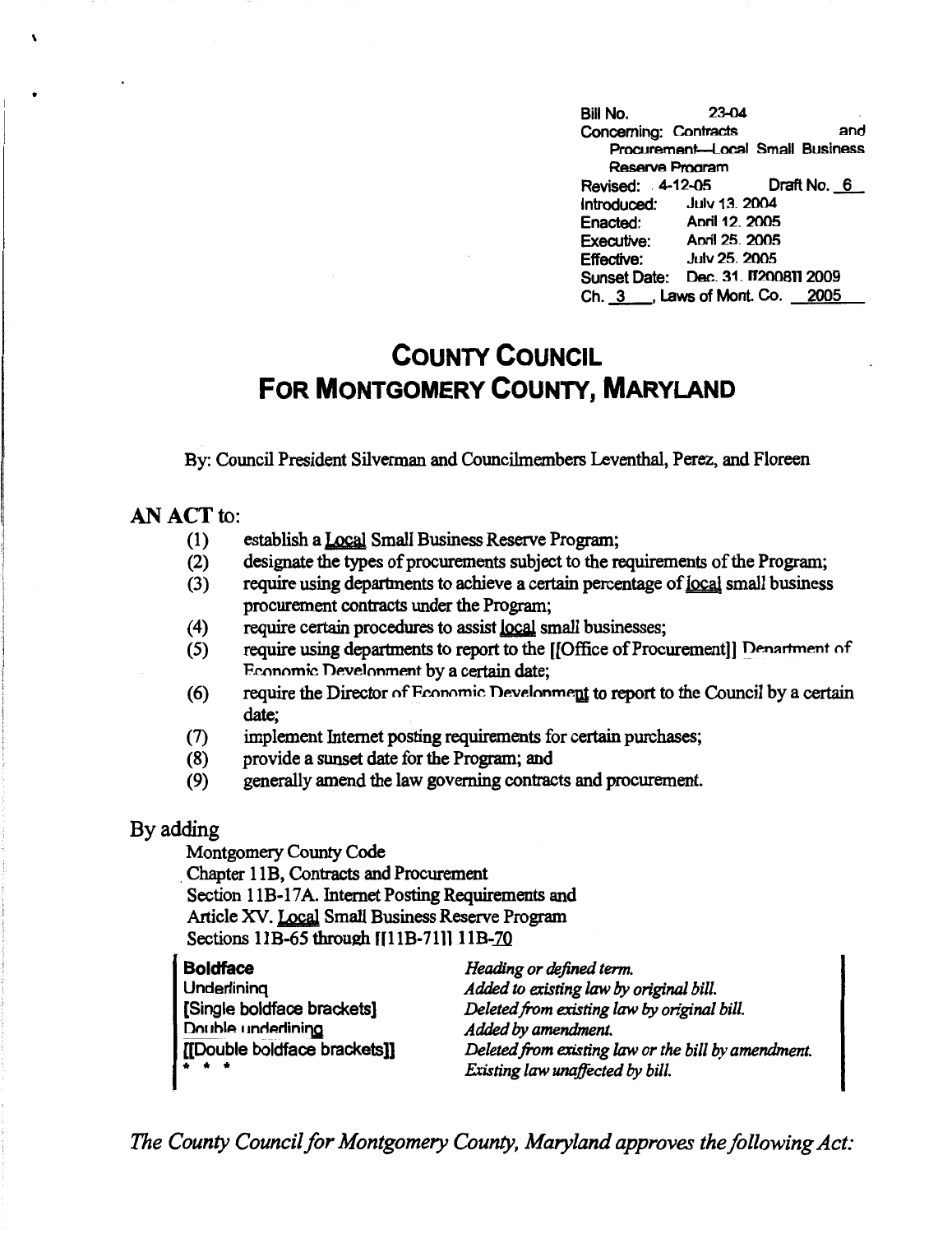Bill No. 23-04
Concerning: Contracts and Procurement—Local Small Business Reserve Program
Revised: 4-12-05 Draft No. 6
Introduced: July 13, 2004
Enacted: April 12, 2005
Executive: April 25, 2005
Effective: July 25, 2005
Sunset Date: Dec. 31, [[2008]] 2009
Ch. 3, Laws of Mont. Co. 2005

# COUNTY COUNCIL FOR MONTGOMERY COUNTY, MARYLAND

By: Council President Silverman and Councilmembers Leventhal, Perez, and Floreen

## AN ACT to:

(1) establish a Local Small Business Reserve Program;
(2) designate the types of procurements subject to the requirements of the Program;
(3) require using departments to achieve a certain percentage of local small business procurement contracts under the Program;
(4) require certain procedures to assist local small businesses;
(5) require using departments to report to the [[Office of Procurement]] Department of Economic Development by a certain date;
(6) require the Director of Economic Development to report to the Council by a certain date;
(7) implement Internet posting requirements for certain purchases;
(8) provide a sunset date for the Program; and
(9) generally amend the law governing contracts and procurement.

## By adding

Montgomery County Code
Chapter 11B, Contracts and Procurement
Section 11B-17A. Internet Posting Requirements and
Article XV. Local Small Business Reserve Program
Sections 11B-65 through [[11B-71]] 11B-70

| | |
|---|---|
| **Boldface** | *Heading or defined term.* |
| Underlining | *Added to existing law by original bill.* |
| [Single boldface brackets] | *Deleted from existing law by original bill.* |
| Double underlining | *Added by amendment.* |
| [[Double boldface brackets]] | *Deleted from existing law or the bill by amendment.* |
| * * * | *Existing law unaffected by bill.* |

*The County Council for Montgomery County, Maryland approves the following Act:*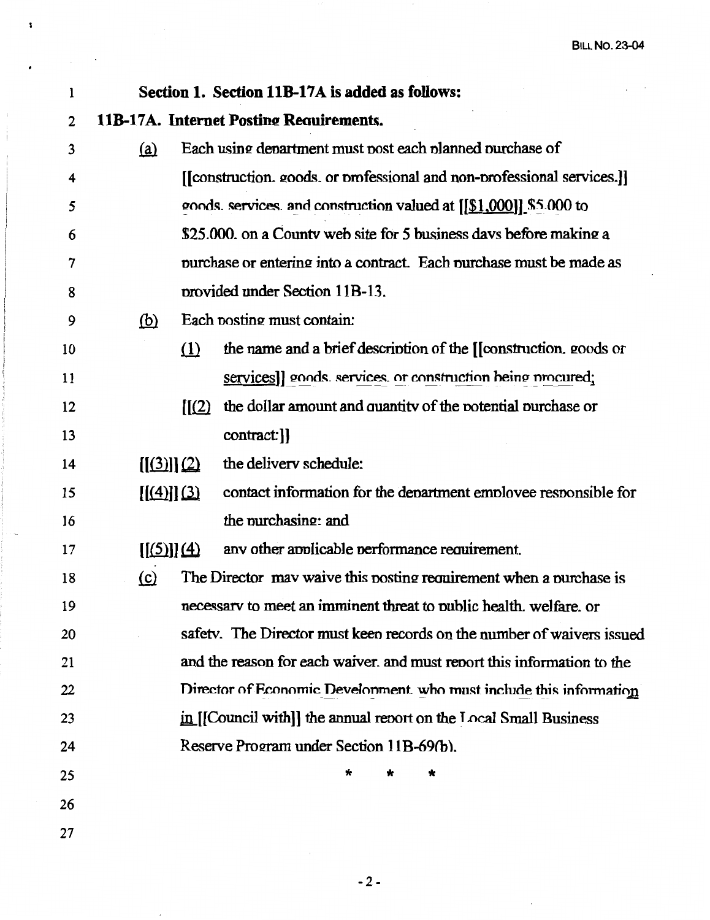**Section 1. Section 11B-17A is added as follows:**

**11B-17A. Internet Posting Requirements.**

(a) Each using department must post each planned purchase of [[construction, goods, or professional and non-professional services,]] goods, services, and construction valued at [[$1,000]] $5,000 to $25,000, on a County web site for 5 business days before making a purchase or entering into a contract. Each purchase must be made as provided under Section 11B-13.

(b) Each posting must contain:

(1) the name and a brief description of the [[construction, goods or services]] goods, services, or construction being procured;

[[(2) the dollar amount and quantity of the potential purchase or contract;]]

[[(3)]] (2) the delivery schedule;

[[(4)]] (3) contact information for the department employee responsible for the purchasing; and

[[(5)]] (4) any other applicable performance requirement.

(c) The Director may waive this posting requirement when a purchase is necessary to meet an imminent threat to public health, welfare, or safety. The Director must keep records on the number of waivers issued and the reason for each waiver, and must report this information to the Director of Economic Development, who must include this information in [[Council with]] the annual report on the Local Small Business Reserve Program under Section 11B-69(b).

\* \* \*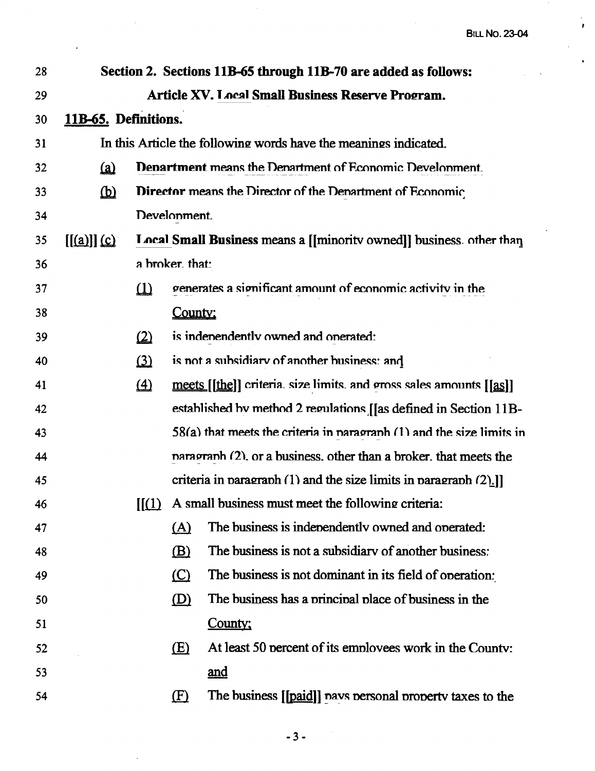**Section 2. Sections 11B-65 through 11B-70 are added as follows:**

**Article XV. Local Small Business Reserve Program.**

**11B-65. Definitions.**

In this Article the following words have the meanings indicated.

(a) **Department** means the Department of Economic Development.

(b) **Director** means the Director of the Department of Economic Development.

[[(a)]] (c) **Local Small Business** means a [[minority owned]] business, other than a broker, that:

(1) generates a significant amount of economic activity in the County;

(2) is independently owned and operated;

(3) is not a subsidiary of another business; and

(4) meets [[the]] criteria, size limits, and gross sales amounts [[as]] established by method 2 regulations [[as defined in Section 11B-58(a) that meets the criteria in paragraph (1) and the size limits in paragraph (2), or a business, other than a broker, that meets the criteria in paragraph (1) and the size limits in paragraph (2).]]

[[(1) A small business must meet the following criteria:

(A) The business is independently owned and operated;

(B) The business is not a subsidiary of another business;

(C) The business is not dominant in its field of operation;

(D) The business has a principal place of business in the County;

(E) At least 50 percent of its employees work in the County; and

(F) The business [[paid]] pays personal property taxes to the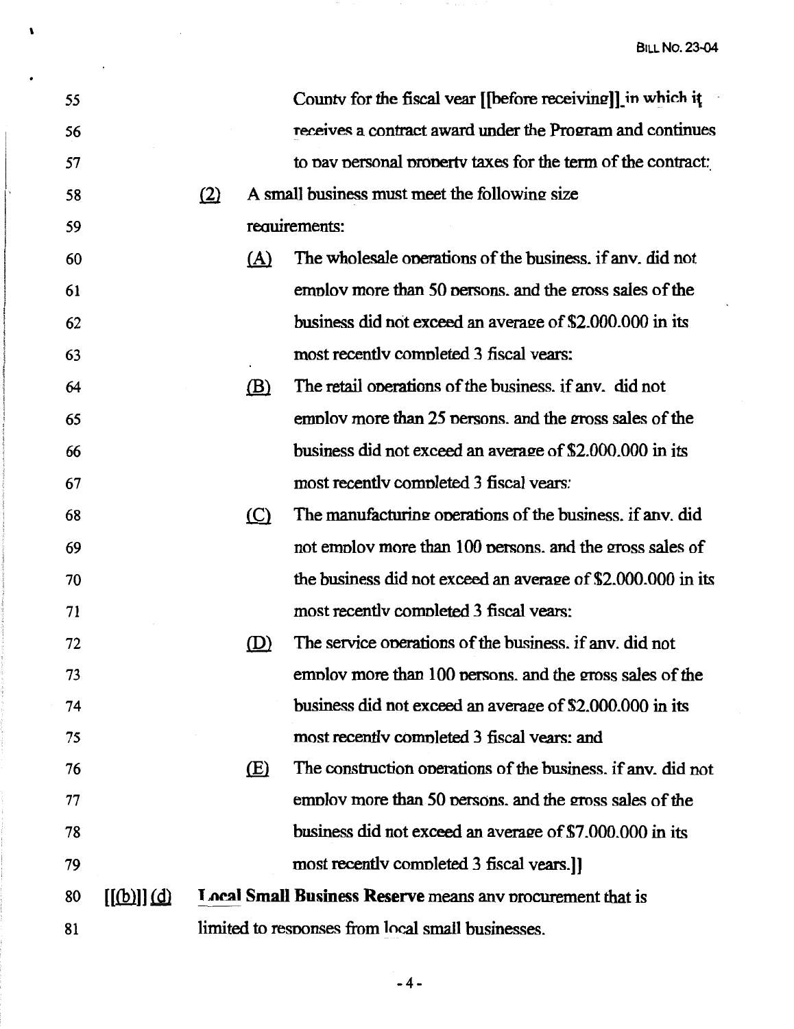55 County for the fiscal year [[before receiving]] in which it

56 receives a contract award under the Program and continues

57 to pay personal property taxes for the term of the contract;

58 (2) A small business must meet the following size

59 requirements:

60 (A) The wholesale operations of the business, if any, did not

61 employ more than 50 persons, and the gross sales of the

62 business did not exceed an average of $2,000,000 in its

63 most recently completed 3 fiscal years;

64 (B) The retail operations of the business, if any, did not

65 employ more than 25 persons, and the gross sales of the

66 business did not exceed an average of $2,000,000 in its

67 most recently completed 3 fiscal years;

68 (C) The manufacturing operations of the business, if any, did

69 not employ more than 100 persons, and the gross sales of

70 the business did not exceed an average of $2,000,000 in its

71 most recently completed 3 fiscal years;

72 (D) The service operations of the business, if any, did not

73 employ more than 100 persons, and the gross sales of the

74 business did not exceed an average of $2,000,000 in its

75 most recently completed 3 fiscal years; and

76 (E) The construction operations of the business, if any, did not

77 employ more than 50 persons, and the gross sales of the

78 business did not exceed an average of $7,000,000 in its

79 most recently completed 3 fiscal years.]]

80 [[(b)]] (d) **Local Small Business Reserve** means any procurement that is

81 limited to responses from local small businesses.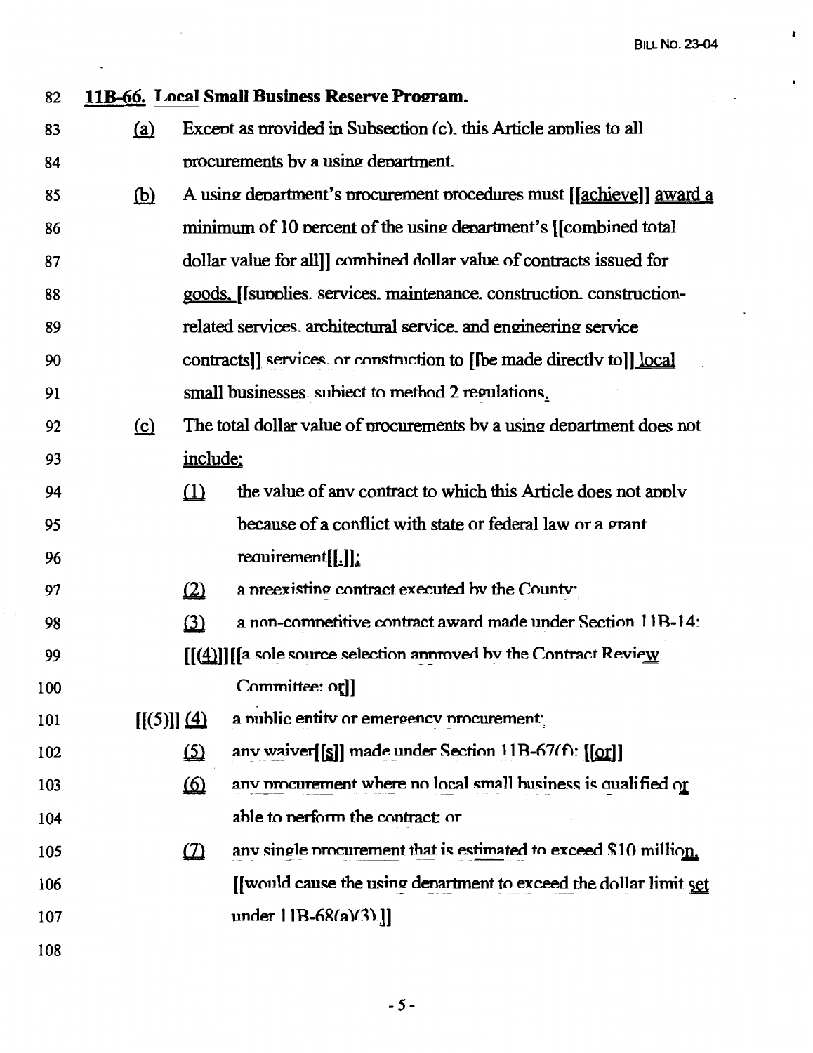**11B-66. Local Small Business Reserve Program.**

(a) Except as provided in Subsection (c), this Article applies to all procurements by a using department.

(b) A using department's procurement procedures must [[achieve]] award a minimum of 10 percent of the using department's [[combined total dollar value for all]] combined dollar value of contracts issued for goods, [[supplies, services, maintenance, construction, construction-related services, architectural service, and engineering service contracts]] services, or construction to [[be made directly to]] local small businesses, subject to method 2 regulations.

(c) The total dollar value of procurements by a using department does not include:

(1) the value of any contract to which this Article does not apply because of a conflict with state or federal law or a grant requirement[[.]];

(2) a preexisting contract executed by the County;

(3) a non-competitive contract award made under Section 11B-14;

[[(4)]][[a sole source selection approved by the Contract Review Committee; or]]

[[(5)]] (4) a public entity or emergency procurement;

(5) any waiver[[s]] made under Section 11B-67(f); [[or]]

(6) any procurement where no local small business is qualified or able to perform the contract; or

(7) any single procurement that is estimated to exceed $10 million. [[would cause the using department to exceed the dollar limit set under 11B-68(a)(3).]]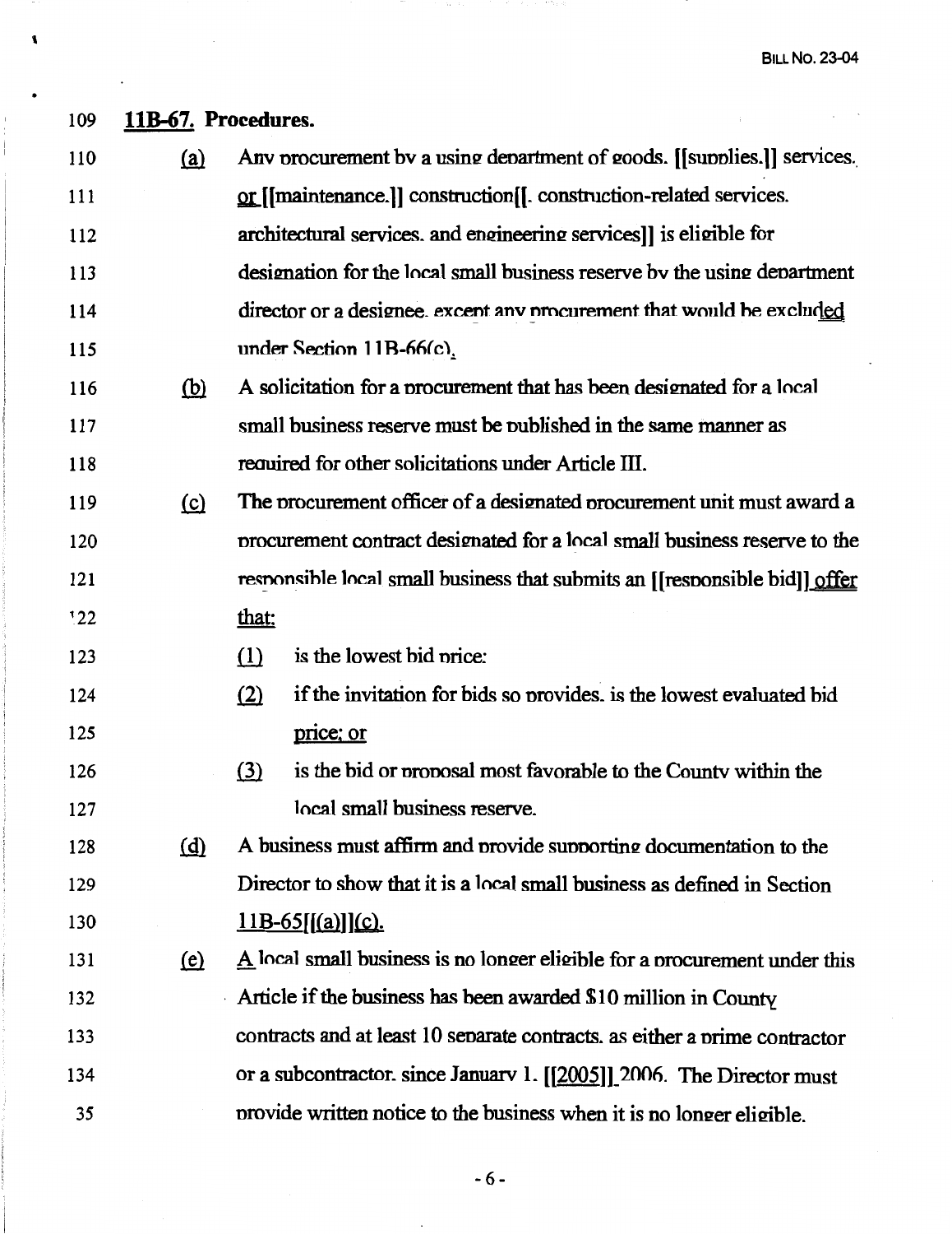**11B-67. Procedures.**

(a) Any procurement by a using department of goods. [[supplies.]] services, or [[maintenance.]] construction[[. construction-related services. architectural services. and engineering services]] is eligible for designation for the local small business reserve by the using department director or a designee, except any procurement that would be excluded under Section 11B-66(c).

(b) A solicitation for a procurement that has been designated for a local small business reserve must be published in the same manner as required for other solicitations under Article III.

(c) The procurement officer of a designated procurement unit must award a procurement contract designated for a local small business reserve to the responsible local small business that submits an [[responsible bid]] offer that:

(1) is the lowest bid price;

(2) if the invitation for bids so provides, is the lowest evaluated bid price; or

(3) is the bid or proposal most favorable to the County within the local small business reserve.

(d) A business must affirm and provide supporting documentation to the Director to show that it is a local small business as defined in Section 11B-65[[(a)]](c).

(e) A local small business is no longer eligible for a procurement under this Article if the business has been awarded $10 million in County contracts and at least 10 separate contracts, as either a prime contractor or a subcontractor, since January 1, [[2005]] 2006. The Director must provide written notice to the business when it is no longer eligible.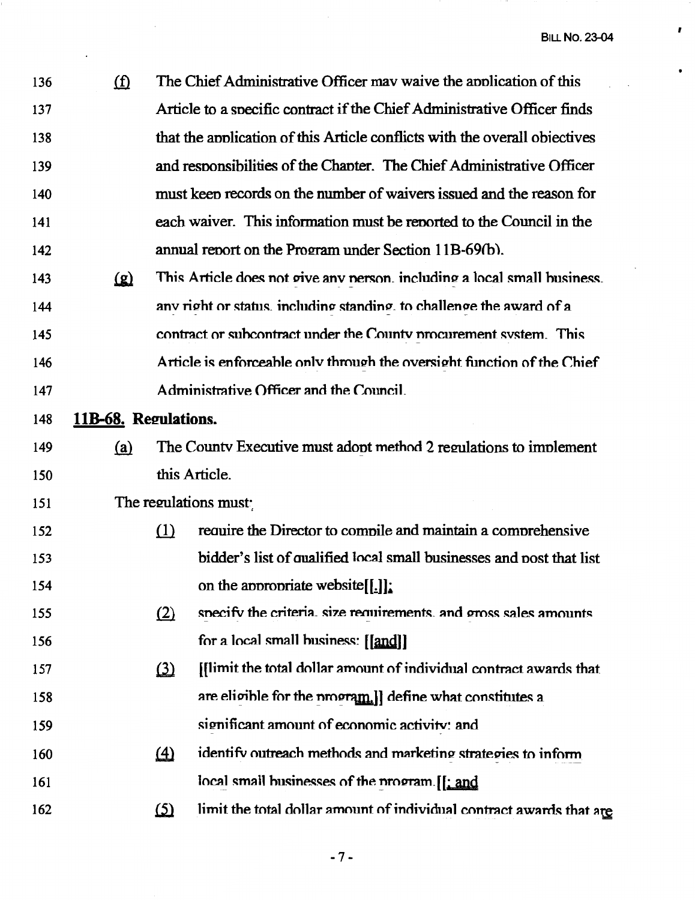136 (f) The Chief Administrative Officer may waive the application of this
137 Article to a specific contract if the Chief Administrative Officer finds
138 that the application of this Article conflicts with the overall objectives
139 and responsibilities of the Chapter. The Chief Administrative Officer
140 must keep records on the number of waivers issued and the reason for
141 each waiver. This information must be reported to the Council in the
142 annual report on the Program under Section 11B-69(b).

143 (g) This Article does not give any person, including a local small business,
144 any right or status, including standing, to challenge the award of a
145 contract or subcontract under the County procurement system. This
146 Article is enforceable only through the oversight function of the Chief
147 Administrative Officer and the Council.

148 **11B-68. Regulations.**

149 (a) The County Executive must adopt method 2 regulations to implement
150 this Article.

151 The regulations must:

152 (1) require the Director to compile and maintain a comprehensive
153 bidder's list of qualified local small businesses and post that list
154 on the appropriate website[[.]];

155 (2) specify the criteria, size requirements, and gross sales amounts
156 for a local small business; [[and]]

157 (3) [[limit the total dollar amount of individual contract awards that
158 are eligible for the program.]] define what constitutes a
159 significant amount of economic activity; and

160 (4) identify outreach methods and marketing strategies to inform
161 local small businesses of the program.[[; and

162 (5) limit the total dollar amount of individual contract awards that are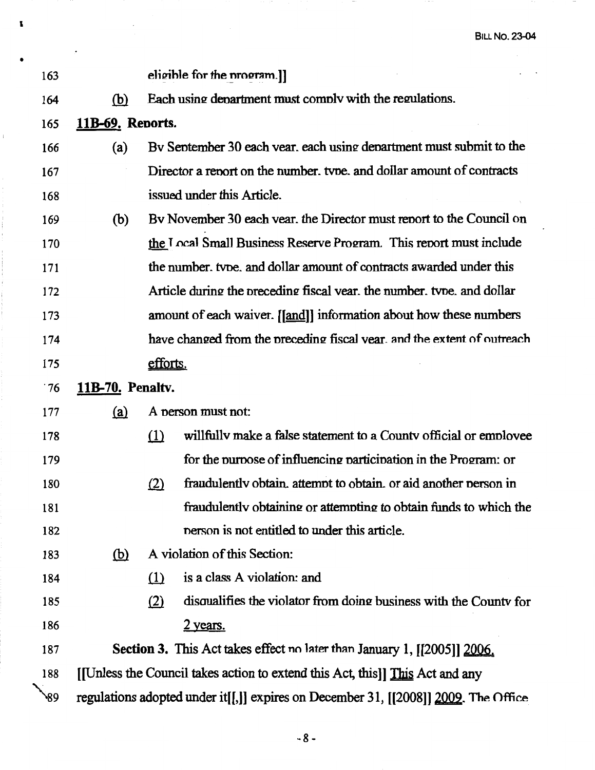163 eligible for the program.]]

164 (b) Each using department must comply with the regulations.

165 **11B-69. Reports.**

166 (a) By September 30 each year, each using department must submit to the

167 Director a report on the number, type, and dollar amount of contracts

168 issued under this Article.

169 (b) By November 30 each year, the Director must report to the Council on

170 the Local Small Business Reserve Program. This report must include

171 the number, type, and dollar amount of contracts awarded under this

172 Article during the preceding fiscal year, the number, type, and dollar

173 amount of each waiver, [[and]] information about how these numbers

174 have changed from the preceding fiscal year, and the extent of outreach

175 efforts.

176 **11B-70. Penalty.**

177 (a) A person must not:

178 (1) willfully make a false statement to a County official or employee

179 for the purpose of influencing participation in the Program; or

180 (2) fraudulently obtain, attempt to obtain, or aid another person in

181 fraudulently obtaining or attempting to obtain funds to which the

182 person is not entitled to under this article.

183 (b) A violation of this Section:

184 (1) is a class A violation; and

185 (2) disqualifies the violator from doing business with the County for

186 2 years.

187 **Section 3.** This Act takes effect no later than January 1, [[2005]] 2006.

188 [[Unless the Council takes action to extend this Act, this]] This Act and any

189 regulations adopted under it[[,]] expires on December 31, [[2008]] 2009. The Office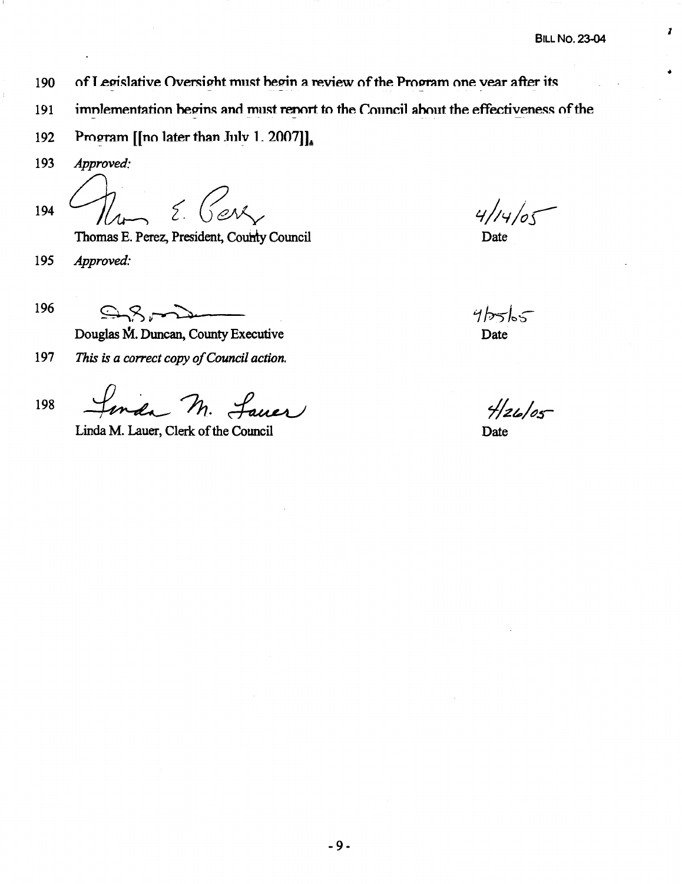190 of Legislative Oversight must begin a review of the Program one year after its

191 implementation begins and must report to the Council about the effectiveness of the

192 Program [[no later than July 1, 2007]].

193 *Approved:*

194

Thomas E. Perez, President, County Council — 4/14/05 Date

195 *Approved:*

196

Douglas M. Duncan, County Executive — 4/25/05 Date

197 *This is a correct copy of Council action.*

198

Linda M. Lauer, Clerk of the Council — 4/26/05 Date